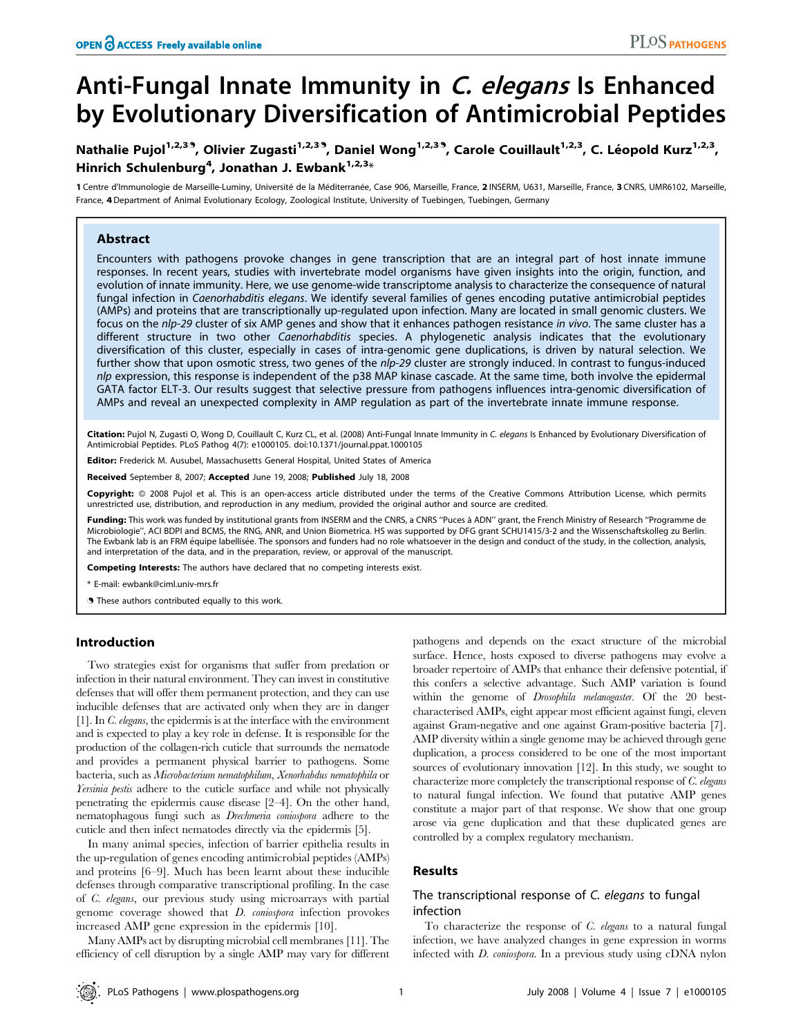# Anti-Fungal Innate Immunity in *C. elegans* Is Enhanced by Evolutionary Diversification of Antimicrobial Peptides

Nathalie Pujol[1,2,3], Olivier Zugasti[1,2,3], Daniel Wong[1,2,3], Carole Couillault[1,2,3], C. Léopold Kurz[1,2,3], Hinrich Schulenburg[4], Jonathan J. Ewbank[1,2,3]*

1 Centre d'Immunologie de Marseille-Luminy, Université de la Méditerranée, Case 906, Marseille, France, 2 INSERM, U631, Marseille, France, 3 CNRS, UMR6102, Marseille, France, 4 Department of Animal Evolutionary Ecology, Zoological Institute, University of Tuebingen, Tuebingen, Germany

## Abstract

Encounters with pathogens provoke changes in gene transcription that are an integral part of host innate immune responses. In recent years, studies with invertebrate model organisms have given insights into the origin, function, and evolution of innate immunity. Here, we use genome-wide transcriptome analysis to characterize the consequence of natural fungal infection in *Caenorhabditis elegans*. We identify several families of genes encoding putative antimicrobial peptides (AMPs) and proteins that are transcriptionally up-regulated upon infection. Many are located in small genomic clusters. We focus on the *nlp-29* cluster of six AMP genes and show that it enhances pathogen resistance *in vivo*. The same cluster has a different structure in two other *Caenorhabditis* species. A phylogenetic analysis indicates that the evolutionary diversification of this cluster, especially in cases of intra-genomic gene duplications, is driven by natural selection. We further show that upon osmotic stress, two genes of the *nlp-29* cluster are strongly induced. In contrast to fungus-induced *nlp* expression, this response is independent of the p38 MAP kinase cascade. At the same time, both involve the epidermal GATA factor ELT-3. Our results suggest that selective pressure from pathogens influences intra-genomic diversification of AMPs and reveal an unexpected complexity in AMP regulation as part of the invertebrate innate immune response.

**Citation:** Pujol N, Zugasti O, Wong D, Couillault C, Kurz CL, et al. (2008) Anti-Fungal Innate Immunity in *C. elegans* Is Enhanced by Evolutionary Diversification of Antimicrobial Peptides. PLoS Pathog 4(7): e1000105. doi:10.1371/journal.ppat.1000105

**Editor:** Frederick M. Ausubel, Massachusetts General Hospital, United States of America

**Received** September 8, 2007; **Accepted** June 19, 2008; **Published** July 18, 2008

**Copyright:** © 2008 Pujol et al. This is an open-access article distributed under the terms of the Creative Commons Attribution License, which permits unrestricted use, distribution, and reproduction in any medium, provided the original author and source are credited.

**Funding:** This work was funded by institutional grants from INSERM and the CNRS, a CNRS ''Puces à ADN'' grant, the French Ministry of Research ''Programme de Microbiologie'', ACI BDPI and BCMS, the RNG, ANR, and Union Biometrica. HS was supported by DFG grant SCHU1415/3-2 and the Wissenschaftskolleg zu Berlin. The Ewbank lab is an FRM équipe labellisée. The sponsors and funders had no role whatsoever in the design and conduct of the study, in the collection, analysis, and interpretation of the data, and in the preparation, review, or approval of the manuscript.

**Competing Interests:** The authors have declared that no competing interests exist.

\* E-mail: ewbank@ciml.univ-mrs.fr

These authors contributed equally to this work.

## Introduction

Two strategies exist for organisms that suffer from predation or infection in their natural environment. They can invest in constitutive defenses that will offer them permanent protection, and they can use inducible defenses that are activated only when they are in danger [1]. In *C. elegans*, the epidermis is at the interface with the environment and is expected to play a key role in defense. It is responsible for the production of the collagen-rich cuticle that surrounds the nematode and provides a permanent physical barrier to pathogens. Some bacteria, such as *Microbacterium nematophilum*, *Xenorhabdus nematophila* or *Yersinia pestis* adhere to the cuticle surface and while not physically penetrating the epidermis cause disease [2–4]. On the other hand, nematophagous fungi such as *Drechmeria coniospora* adhere to the cuticle and then infect nematodes directly via the epidermis [5].

In many animal species, infection of barrier epithelia results in the up-regulation of genes encoding antimicrobial peptides (AMPs) and proteins [6–9]. Much has been learnt about these inducible defenses through comparative transcriptional profiling. In the case of *C. elegans*, our previous study using microarrays with partial genome coverage showed that *D. coniospora* infection provokes increased AMP gene expression in the epidermis [10].

Many AMPs act by disrupting microbial cell membranes [11]. The efficiency of cell disruption by a single AMP may vary for different pathogens and depends on the exact structure of the microbial surface. Hence, hosts exposed to diverse pathogens may evolve a broader repertoire of AMPs that enhance their defensive potential, if this confers a selective advantage. Such AMP variation is found within the genome of *Drosophila melanogaster*. Of the 20 best-characterised AMPs, eight appear most efficient against fungi, eleven against Gram-negative and one against Gram-positive bacteria [7]. AMP diversity within a single genome may be achieved through gene duplication, a process considered to be one of the most important sources of evolutionary innovation [12]. In this study, we sought to characterize more completely the transcriptional response of *C. elegans* to natural fungal infection. We found that putative AMP genes constitute a major part of that response. We show that one group arose via gene duplication and that these duplicated genes are controlled by a complex regulatory mechanism.

## Results

### The transcriptional response of *C. elegans* to fungal infection

To characterize the response of *C. elegans* to a natural fungal infection, we have analyzed changes in gene expression in worms infected with *D. coniospora*. In a previous study using cDNA nylon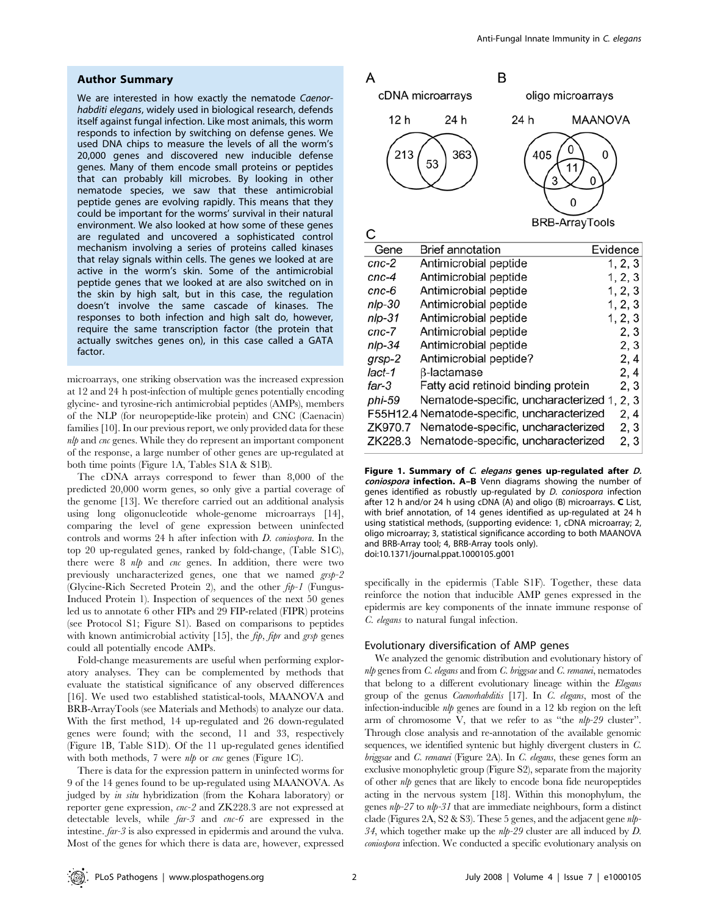## Author Summary

We are interested in how exactly the nematode *Caenorhabditi elegans*, widely used in biological research, defends itself against fungal infection. Like most animals, this worm responds to infection by switching on defense genes. We used DNA chips to measure the levels of all the worm's 20,000 genes and discovered new inducible defense genes. Many of them encode small proteins or peptides that can probably kill microbes. By looking in other nematode species, we saw that these antimicrobial peptide genes are evolving rapidly. This means that they could be important for the worms' survival in their natural environment. We also looked at how some of these genes are regulated and uncovered a sophisticated control mechanism involving a series of proteins called kinases that relay signals within cells. The genes we looked at are active in the worm's skin. Some of the antimicrobial peptide genes that we looked at are also switched on in the skin by high salt, but in this case, the regulation doesn't involve the same cascade of kinases. The responses to both infection and high salt do, however, require the same transcription factor (the protein that actually switches genes on), in this case called a GATA factor.

microarrays, one striking observation was the increased expression at 12 and 24 h post-infection of multiple genes potentially encoding glycine- and tyrosine-rich antimicrobial peptides (AMPs), members of the NLP (for neuropeptide-like protein) and CNC (Caenacin) families [10]. In our previous report, we only provided data for these *nlp* and *cnc* genes. While they do represent an important component of the response, a large number of other genes are up-regulated at both time points (Figure 1A, Tables S1A & S1B).

The cDNA arrays correspond to fewer than 8,000 of the predicted 20,000 worm genes, so only give a partial coverage of the genome [13]. We therefore carried out an additional analysis using long oligonucleotide whole-genome microarrays [14], comparing the level of gene expression between uninfected controls and worms 24 h after infection with *D. coniospora*. In the top 20 up-regulated genes, ranked by fold-change, (Table S1C), there were 8 *nlp* and *cnc* genes. In addition, there were two previously uncharacterized genes, one that we named *grsp-2* (Glycine-Rich Secreted Protein 2), and the other *fip-1* (Fungus-Induced Protein 1). Inspection of sequences of the next 50 genes led us to annotate 6 other FIPs and 29 FIP-related (FIPR) proteins (see Protocol S1; Figure S1). Based on comparisons to peptides with known antimicrobial activity [15], the *fip*, *fipr* and *grsp* genes could all potentially encode AMPs.

Fold-change measurements are useful when performing exploratory analyses. They can be complemented by methods that evaluate the statistical significance of any observed differences [16]. We used two established statistical-tools, MAANOVA and BRB-ArrayTools (see Materials and Methods) to analyze our data. With the first method, 14 up-regulated and 26 down-regulated genes were found; with the second, 11 and 33, respectively (Figure 1B, Table S1D). Of the 11 up-regulated genes identified with both methods, 7 were *nlp* or *cnc* genes (Figure 1C).

There is data for the expression pattern in uninfected worms for 9 of the 14 genes found to be up-regulated using MAANOVA. As judged by *in situ* hybridization (from the Kohara laboratory) or reporter gene expression, *cnc-2* and ZK228.3 are not expressed at detectable levels, while *far-3* and *cnc-6* are expressed in the intestine. *far-3* is also expressed in epidermis and around the vulva. Most of the genes for which there is data are, however, expressed

A cDNA microarrays: 12 h only 213, both 53, 24 h only 363.

B oligo microarrays (24 h fold-change, MAANOVA, BRB-ArrayTools): 24 h only 405; MAANOVA only 0; BRB-ArrayTools only 0; 24 h & MAANOVA only 0; 24 h & BRB-ArrayTools only 3; MAANOVA & BRB-ArrayTools only 0; all three 11.

C

| Gene | Brief annotation | Evidence |
|---|---|---|
| *cnc-2* | Antimicrobial peptide | 1, 2, 3 |
| *cnc-4* | Antimicrobial peptide | 1, 2, 3 |
| *cnc-6* | Antimicrobial peptide | 1, 2, 3 |
| *nlp-30* | Antimicrobial peptide | 1, 2, 3 |
| *nlp-31* | Antimicrobial peptide | 1, 2, 3 |
| *cnc-7* | Antimicrobial peptide | 2, 3 |
| *nlp-34* | Antimicrobial peptide | 2, 3 |
| *grsp-2* | Antimicrobial peptide? | 2, 4 |
| *lact-1* | β-lactamase | 2, 4 |
| *far-3* | Fatty acid retinoid binding protein | 2, 3 |
| *phi-59* | Nematode-specific, uncharacterized | 1, 2, 3 |
| F55H12.4 | Nematode-specific, uncharacterized | 2, 4 |
| ZK970.7 | Nematode-specific, uncharacterized | 2, 3 |
| ZK228.3 | Nematode-specific, uncharacterized | 2, 3 |

**Figure 1. Summary of *C. elegans* genes up-regulated after *D. coniospora* infection. A–B** Venn diagrams showing the number of genes identified as robustly up-regulated by *D. coniospora* infection after 12 h and/or 24 h using cDNA (A) and oligo (B) microarrays. **C** List, with brief annotation, of 14 genes identified as up-regulated at 24 h using statistical methods, (supporting evidence: 1, cDNA microarray; 2, oligo microarray; 3, statistical significance according to both MAANOVA and BRB-Array tool; 4, BRB-Array tools only).
doi:10.1371/journal.ppat.1000105.g001

specifically in the epidermis (Table S1F). Together, these data reinforce the notion that inducible AMP genes expressed in the epidermis are key components of the innate immune response of *C. elegans* to natural fungal infection.

### Evolutionary diversification of AMP genes

We analyzed the genomic distribution and evolutionary history of *nlp* genes from *C. elegans* and from *C. briggsae* and *C. remanei*, nematodes that belong to a different evolutionary lineage within the *Elegans* group of the genus *Caenorhabditis* [17]. In *C. elegans*, most of the infection-inducible *nlp* genes are found in a 12 kb region on the left arm of chromosome V, that we refer to as "the *nlp-29* cluster". Through close analysis and re-annotation of the available genomic sequences, we identified syntenic but highly divergent clusters in *C. briggsae* and *C. remanei* (Figure 2A). In *C. elegans*, these genes form an exclusive monophyletic group (Figure S2), separate from the majority of other *nlp* genes that are likely to encode bona fide neuropeptides acting in the nervous system [18]. Within this monophylum, the genes *nlp-27* to *nlp-31* that are immediate neighbours, form a distinct clade (Figures 2A, S2 & S3). These 5 genes, and the adjacent gene *nlp-34*, which together make up the *nlp-29* cluster are all induced by *D. coniospora* infection. We conducted a specific evolutionary analysis on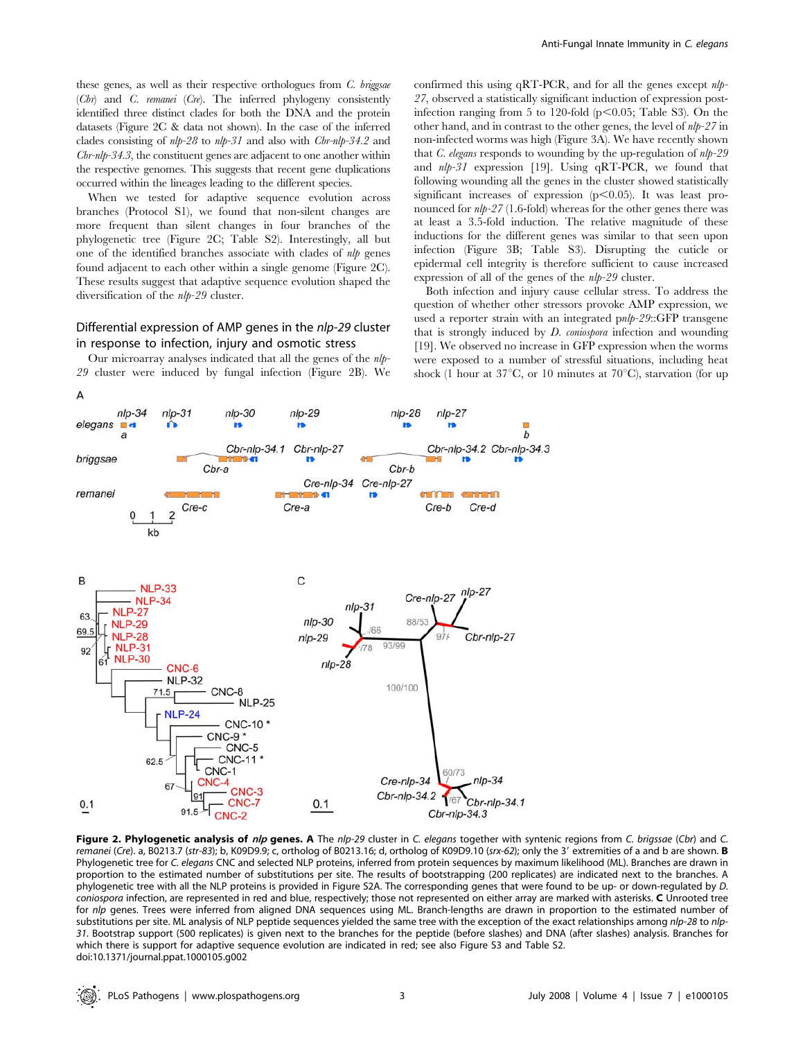these genes, as well as their respective orthologues from *C. briggsae* (*Cbr*) and *C. remanei* (*Cre*). The inferred phylogeny consistently identified three distinct clades for both the DNA and the protein datasets (Figure 2C & data not shown). In the case of the inferred clades consisting of *nlp-28* to *nlp-31* and also with *Cbr-nlp-34.2* and *Cbr-nlp-34.3*, the constituent genes are adjacent to one another within the respective genomes. This suggests that recent gene duplications occurred within the lineages leading to the different species.

When we tested for adaptive sequence evolution across branches (Protocol S1), we found that non-silent changes are more frequent than silent changes in four branches of the phylogenetic tree (Figure 2C; Table S2). Interestingly, all but one of the identified branches associate with clades of *nlp* genes found adjacent to each other within a single genome (Figure 2C). These results suggest that adaptive sequence evolution shaped the diversification of the *nlp-29* cluster.

## Differential expression of AMP genes in the *nlp-29* cluster in response to infection, injury and osmotic stress

Our microarray analyses indicated that all the genes of the *nlp-29* cluster were induced by fungal infection (Figure 2B). We confirmed this using qRT-PCR, and for all the genes except *nlp-27*, observed a statistically significant induction of expression post-infection ranging from 5 to 120-fold ($p<0.05$; Table S3). On the other hand, and in contrast to the other genes, the level of *nlp-27* in non-infected worms was high (Figure 3A). We have recently shown that *C. elegans* responds to wounding by the up-regulation of *nlp-29* and *nlp-31* expression [19]. Using qRT-PCR, we found that following wounding all the genes in the cluster showed statistically significant increases of expression ($p<0.05$). It was least pronounced for *nlp-27* (1.6-fold) whereas for the other genes there was at least a 3.5-fold induction. The relative magnitude of these inductions for the different genes was similar to that seen upon infection (Figure 3B; Table S3). Disrupting the cuticle or epidermal cell integrity is therefore sufficient to cause increased expression of all of the genes of the *nlp-29* cluster.

Both infection and injury cause cellular stress. To address the question of whether other stressors provoke AMP expression, we used a reporter strain with an integrated p*nlp-29*::GFP transgene that is strongly induced by *D. coniospora* infection and wounding [19]. We observed no increase in GFP expression when the worms were exposed to a number of stressful situations, including heat shock (1 hour at 37°C, or 10 minutes at 70°C), starvation (for up

**Figure 2. Phylogenetic analysis of *nlp* genes. A** The *nlp-29* cluster in *C. elegans* together with syntenic regions from *C. brigssae* (*Cbr*) and *C. remanei* (*Cre*). a, B0213.7 (*str-83*); b, K09D9.9; c, ortholog of B0213.16; d, ortholog of K09D9.10 (*srx-62*); only the 3′ extremities of a and b are shown. **B** Phylogenetic tree for *C. elegans* CNC and selected NLP proteins, inferred from protein sequences by maximum likelihood (ML). Branches are drawn in proportion to the estimated number of substitutions per site. The results of bootstrapping (200 replicates) are indicated next to the branches. A phylogenetic tree with all the NLP proteins is provided in Figure S2A. The corresponding genes that were found to be up- or down-regulated by *D. coniospora* infection, are represented in red and blue, respectively; those not represented on either array are marked with asterisks. **C** Unrooted tree for *nlp* genes. Trees were inferred from aligned DNA sequences using ML. Branch-lengths are drawn in proportion to the estimated number of substitutions per site. ML analysis of NLP peptide sequences yielded the same tree with the exception of the exact relationships among *nlp-28* to *nlp-31*. Bootstrap support (500 replicates) is given next to the branches for the peptide (before slashes) and DNA (after slashes) analysis. Branches for which there is support for adaptive sequence evolution are indicated in red; see also Figure S3 and Table S2.
doi:10.1371/journal.ppat.1000105.g002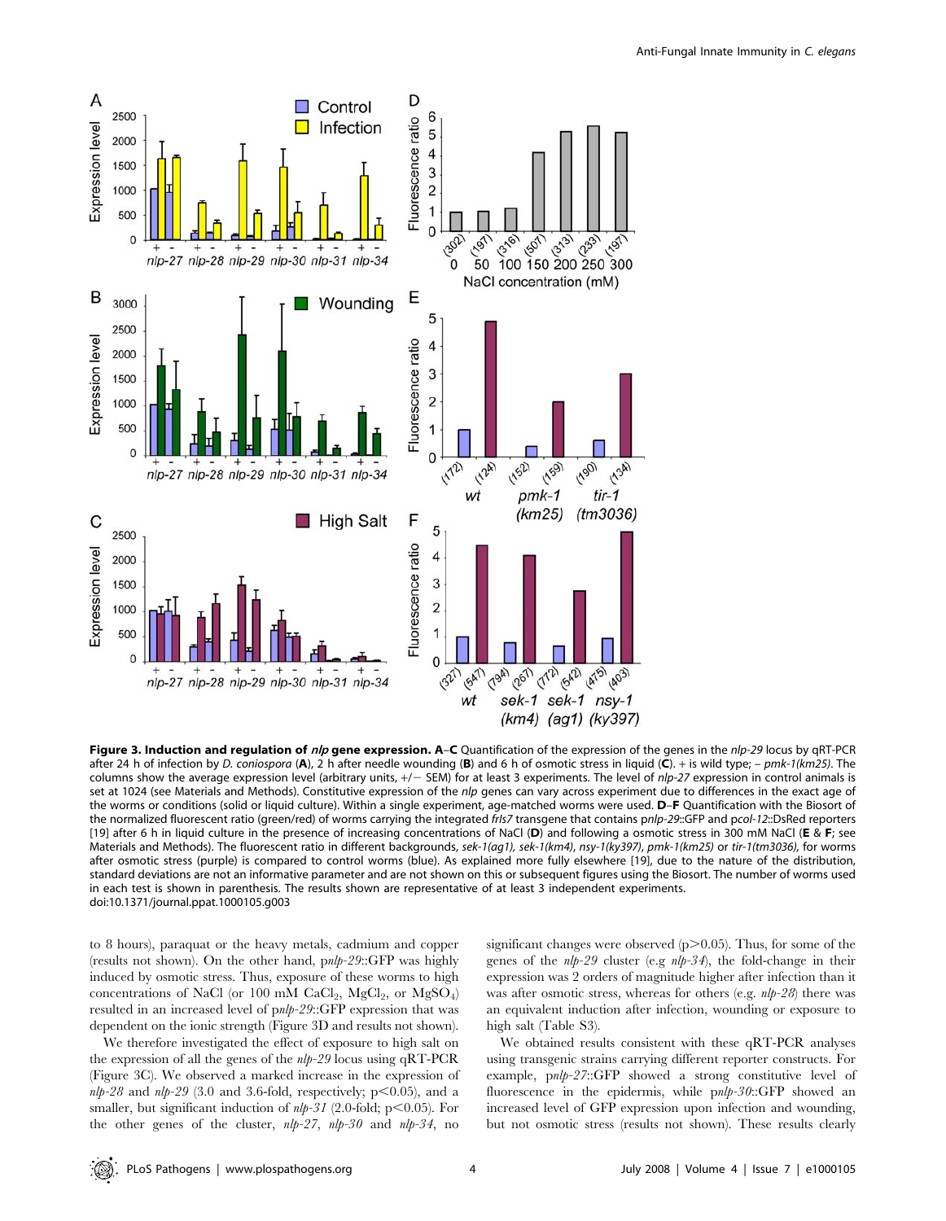**Figure 3. Induction and regulation of *nlp* gene expression.** **A–C** Quantification of the expression of the genes in the *nlp-29* locus by qRT-PCR after 24 h of infection by *D. coniospora* (**A**), 2 h after needle wounding (**B**) and 6 h of osmotic stress in liquid (**C**). + is wild type; – *pmk-1(km25)*. The columns show the average expression level (arbitrary units, +/− SEM) for at least 3 experiments. The level of *nlp-27* expression in control animals is set at 1024 (see Materials and Methods). Constitutive expression of the *nlp* genes can vary across experiment due to differences in the exact age of the worms or conditions (solid or liquid culture). Within a single experiment, age-matched worms were used. **D–F** Quantification with the Biosort of the normalized fluorescent ratio (green/red) of worms carrying the integrated *frIs7* transgene that contains p*nlp-29*::GFP and p*col-12*::DsRed reporters [19] after 6 h in liquid culture in the presence of increasing concentrations of NaCl (**D**) and following a osmotic stress in 300 mM NaCl (**E** & **F**; see Materials and Methods). The fluorescent ratio in different backgrounds, *sek-1(ag1), sek-1(km4), nsy-1(ky397), pmk-1(km25)* or *tir-1(tm3036),* for worms after osmotic stress (purple) is compared to control worms (blue). As explained more fully elsewhere [19], due to the nature of the distribution, standard deviations are not an informative parameter and are not shown on this or subsequent figures using the Biosort. The number of worms used in each test is shown in parenthesis. The results shown are representative of at least 3 independent experiments.
doi:10.1371/journal.ppat.1000105.g003

to 8 hours), paraquat or the heavy metals, cadmium and copper (results not shown). On the other hand, p*nlp-29*::GFP was highly induced by osmotic stress. Thus, exposure of these worms to high concentrations of NaCl (or 100 mM $CaCl_2$, $MgCl_2$, or $MgSO_4$) resulted in an increased level of p*nlp-29*::GFP expression that was dependent on the ionic strength (Figure 3D and results not shown).

We therefore investigated the effect of exposure to high salt on the expression of all the genes of the *nlp-29* locus using qRT-PCR (Figure 3C). We observed a marked increase in the expression of *nlp-28* and *nlp-29* (3.0 and 3.6-fold, respectively; $p<0.05$), and a smaller, but significant induction of *nlp-31* (2.0-fold; $p<0.05$). For the other genes of the cluster, *nlp-27*, *nlp-30* and *nlp-34*, no significant changes were observed ($p>0.05$). Thus, for some of the genes of the *nlp-29* cluster (e.g *nlp-34*), the fold-change in their expression was 2 orders of magnitude higher after infection than it was after osmotic stress, whereas for others (e.g. *nlp-28*) there was an equivalent induction after infection, wounding or exposure to high salt (Table S3).

We obtained results consistent with these qRT-PCR analyses using transgenic strains carrying different reporter constructs. For example, p*nlp-27*::GFP showed a strong constitutive level of fluorescence in the epidermis, while p*nlp-30*::GFP showed an increased level of GFP expression upon infection and wounding, but not osmotic stress (results not shown). These results clearly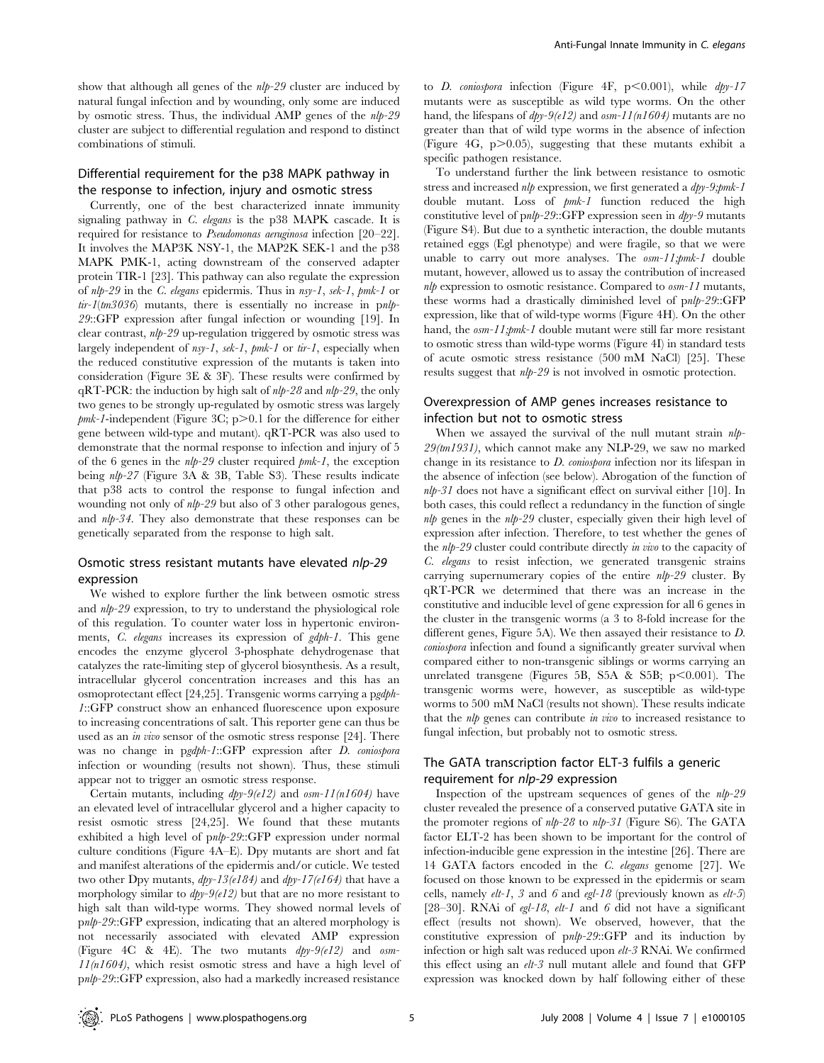show that although all genes of the *nlp-29* cluster are induced by natural fungal infection and by wounding, only some are induced by osmotic stress. Thus, the individual AMP genes of the *nlp-29* cluster are subject to differential regulation and respond to distinct combinations of stimuli.

## Differential requirement for the p38 MAPK pathway in the response to infection, injury and osmotic stress

Currently, one of the best characterized innate immunity signaling pathway in *C. elegans* is the p38 MAPK cascade. It is required for resistance to *Pseudomonas aeruginosa* infection [20–22]. It involves the MAP3K NSY-1, the MAP2K SEK-1 and the p38 MAPK PMK-1, acting downstream of the conserved adapter protein TIR-1 [23]. This pathway can also regulate the expression of *nlp-29* in the *C. elegans* epidermis. Thus in *nsy-1*, *sek-1*, *pmk-1* or *tir-1(tm3036)* mutants, there is essentially no increase in p*nlp-29*::GFP expression after fungal infection or wounding [19]. In clear contrast, *nlp-29* up-regulation triggered by osmotic stress was largely independent of *nsy-1*, *sek-1*, *pmk-1* or *tir-1*, especially when the reduced constitutive expression of the mutants is taken into consideration (Figure 3E & 3F). These results were confirmed by qRT-PCR: the induction by high salt of *nlp-28* and *nlp-29*, the only two genes to be strongly up-regulated by osmotic stress was largely *pmk-1*-independent (Figure 3C; $p>0.1$ for the difference for either gene between wild-type and mutant). qRT-PCR was also used to demonstrate that the normal response to infection and injury of 5 of the 6 genes in the *nlp-29* cluster required *pmk-1*, the exception being *nlp-27* (Figure 3A & 3B, Table S3). These results indicate that p38 acts to control the response to fungal infection and wounding not only of *nlp-29* but also of 3 other paralogous genes, and *nlp-34*. They also demonstrate that these responses can be genetically separated from the response to high salt.

## Osmotic stress resistant mutants have elevated *nlp-29* expression

We wished to explore further the link between osmotic stress and *nlp-29* expression, to try to understand the physiological role of this regulation. To counter water loss in hypertonic environments, *C. elegans* increases its expression of *gdph-1*. This gene encodes the enzyme glycerol 3-phosphate dehydrogenase that catalyzes the rate-limiting step of glycerol biosynthesis. As a result, intracellular glycerol concentration increases and this has an osmoprotectant effect [24,25]. Transgenic worms carrying a p*gdph-1*::GFP construct show an enhanced fluorescence upon exposure to increasing concentrations of salt. This reporter gene can thus be used as an *in vivo* sensor of the osmotic stress response [24]. There was no change in p*gdph-1*::GFP expression after *D. coniospora* infection or wounding (results not shown). Thus, these stimuli appear not to trigger an osmotic stress response.

Certain mutants, including *dpy-9(e12)* and *osm-11(n1604)* have an elevated level of intracellular glycerol and a higher capacity to resist osmotic stress [24,25]. We found that these mutants exhibited a high level of p*nlp-29*::GFP expression under normal culture conditions (Figure 4A–E). Dpy mutants are short and fat and manifest alterations of the epidermis and/or cuticle. We tested two other Dpy mutants, *dpy-13(e184)* and *dpy-17(e164)* that have a morphology similar to *dpy-9(e12)* but that are no more resistant to high salt than wild-type worms. They showed normal levels of p*nlp-29*::GFP expression, indicating that an altered morphology is not necessarily associated with elevated AMP expression (Figure 4C & 4E). The two mutants *dpy-9(e12)* and *osm-11(n1604)*, which resist osmotic stress and have a high level of p*nlp-29*::GFP expression, also had a markedly increased resistance to *D. coniospora* infection (Figure 4F, $p<0.001$), while *dpy-17* mutants were as susceptible as wild type worms. On the other hand, the lifespans of *dpy-9(e12)* and *osm-11(n1604)* mutants are no greater than that of wild type worms in the absence of infection (Figure 4G, $p>0.05$), suggesting that these mutants exhibit a specific pathogen resistance.

To understand further the link between resistance to osmotic stress and increased *nlp* expression, we first generated a *dpy-9;pmk-1* double mutant. Loss of *pmk-1* function reduced the high constitutive level of p*nlp-29*::GFP expression seen in *dpy-9* mutants (Figure S4). But due to a synthetic interaction, the double mutants retained eggs (Egl phenotype) and were fragile, so that we were unable to carry out more analyses. The *osm-11;pmk-1* double mutant, however, allowed us to assay the contribution of increased *nlp* expression to osmotic resistance. Compared to *osm-11* mutants, these worms had a drastically diminished level of p*nlp-29*::GFP expression, like that of wild-type worms (Figure 4H). On the other hand, the *osm-11;pmk-1* double mutant were still far more resistant to osmotic stress than wild-type worms (Figure 4I) in standard tests of acute osmotic stress resistance (500 mM NaCl) [25]. These results suggest that *nlp-29* is not involved in osmotic protection.

## Overexpression of AMP genes increases resistance to infection but not to osmotic stress

When we assayed the survival of the null mutant strain *nlp-29(tm1931)*, which cannot make any NLP-29, we saw no marked change in its resistance to *D. coniospora* infection nor its lifespan in the absence of infection (see below). Abrogation of the function of *nlp-31* does not have a significant effect on survival either [10]. In both cases, this could reflect a redundancy in the function of single *nlp* genes in the *nlp-29* cluster, especially given their high level of expression after infection. Therefore, to test whether the genes of the *nlp-29* cluster could contribute directly *in vivo* to the capacity of *C. elegans* to resist infection, we generated transgenic strains carrying supernumerary copies of the entire *nlp-29* cluster. By qRT-PCR we determined that there was an increase in the constitutive and inducible level of gene expression for all 6 genes in the cluster in the transgenic worms (a 3 to 8-fold increase for the different genes, Figure 5A). We then assayed their resistance to *D. coniospora* infection and found a significantly greater survival when compared either to non-transgenic siblings or worms carrying an unrelated transgene (Figures 5B, S5A & S5B; $p<0.001$). The transgenic worms were, however, as susceptible as wild-type worms to 500 mM NaCl (results not shown). These results indicate that the *nlp* genes can contribute *in vivo* to increased resistance to fungal infection, but probably not to osmotic stress.

## The GATA transcription factor ELT-3 fulfils a generic requirement for *nlp-29* expression

Inspection of the upstream sequences of genes of the *nlp-29* cluster revealed the presence of a conserved putative GATA site in the promoter regions of *nlp-28* to *nlp-31* (Figure S6). The GATA factor ELT-2 has been shown to be important for the control of infection-inducible gene expression in the intestine [26]. There are 14 GATA factors encoded in the *C. elegans* genome [27]. We focused on those known to be expressed in the epidermis or seam cells, namely *elt-1*, *3* and *6* and *egl-18* (previously known as *elt-5*) [28–30]. RNAi of *egl-18*, *elt-1* and *6* did not have a significant effect (results not shown). We observed, however, that the constitutive expression of p*nlp-29*::GFP and its induction by infection or high salt was reduced upon *elt-3* RNAi. We confirmed this effect using an *elt-3* null mutant allele and found that GFP expression was knocked down by half following either of these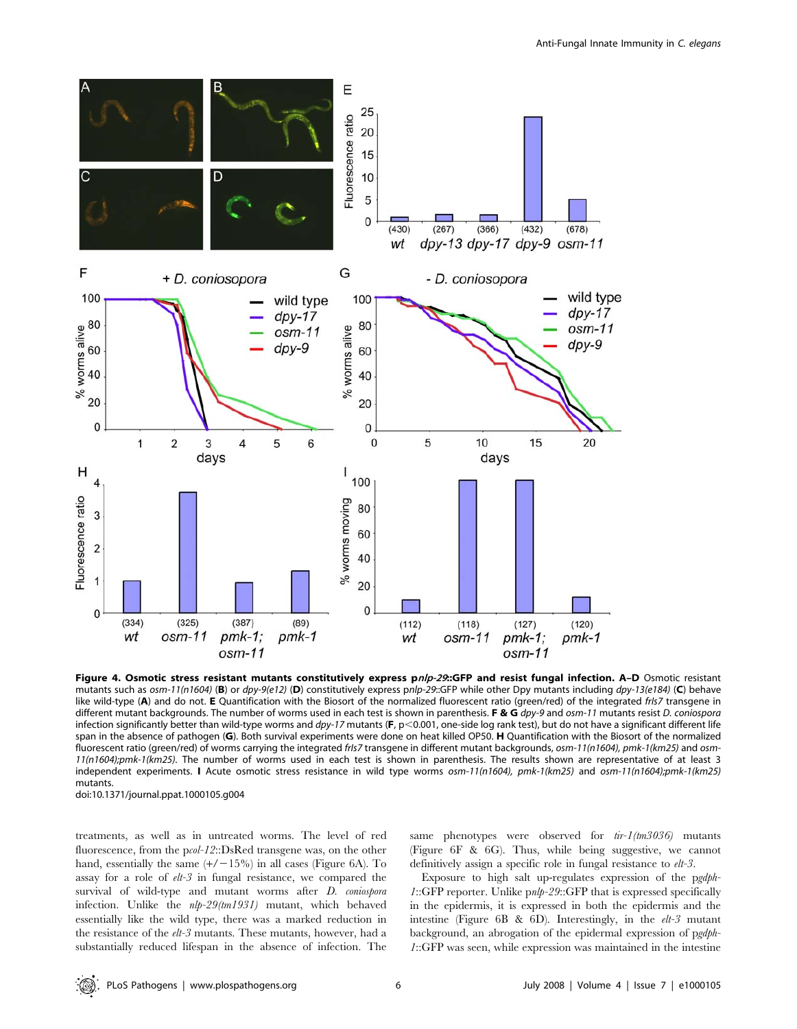**Figure 4. Osmotic stress resistant mutants constitutively express p*nlp-29*::GFP and resist fungal infection. A–D** Osmotic resistant mutants such as *osm-11(n1604)* (**B**) or *dpy-9(e12)* (**D**) constitutively express p*nlp-29*::GFP while other Dpy mutants including *dpy-13(e184)* (**C**) behave like wild-type (**A**) and do not. **E** Quantification with the Biosort of the normalized fluorescent ratio (green/red) of the integrated *frIs7* transgene in different mutant backgrounds. The number of worms used in each test is shown in parenthesis. **F & G** *dpy-9* and *osm-11* mutants resist *D. coniospora* infection significantly better than wild-type worms and *dpy-17* mutants (**F**, $p<0.001$, one-side log rank test), but do not have a significant different life span in the absence of pathogen (**G**). Both survival experiments were done on heat killed OP50. **H** Quantification with the Biosort of the normalized fluorescent ratio (green/red) of worms carrying the integrated *frIs7* transgene in different mutant backgrounds, *osm-11(n1604)*, *pmk-1(km25)* and *osm-11(n1604);pmk-1(km25)*. The number of worms used in each test is shown in parenthesis. The results shown are representative of at least 3 independent experiments. **I** Acute osmotic stress resistance in wild type worms *osm-11(n1604)*, *pmk-1(km25)* and *osm-11(n1604);pmk-1(km25)* mutants.
doi:10.1371/journal.ppat.1000105.g004

treatments, as well as in untreated worms. The level of red fluorescence, from the p*col-12*::DsRed transgene was, on the other hand, essentially the same (+/−15%) in all cases (Figure 6A). To assay for a role of *elt-3* in fungal resistance, we compared the survival of wild-type and mutant worms after *D. coniospora* infection. Unlike the *nlp-29(tm1931)* mutant, which behaved essentially like the wild type, there was a marked reduction in the resistance of the *elt-3* mutants. These mutants, however, had a substantially reduced lifespan in the absence of infection. The same phenotypes were observed for *tir-1(tm3036)* mutants (Figure 6F & 6G). Thus, while being suggestive, we cannot definitively assign a specific role in fungal resistance to *elt-3*.

Exposure to high salt up-regulates expression of the p*gdph-1*::GFP reporter. Unlike p*nlp-29*::GFP that is expressed specifically in the epidermis, it is expressed in both the epidermis and the intestine (Figure 6B & 6D). Interestingly, in the *elt-3* mutant background, an abrogation of the epidermal expression of p*gdph-1*::GFP was seen, while expression was maintained in the intestine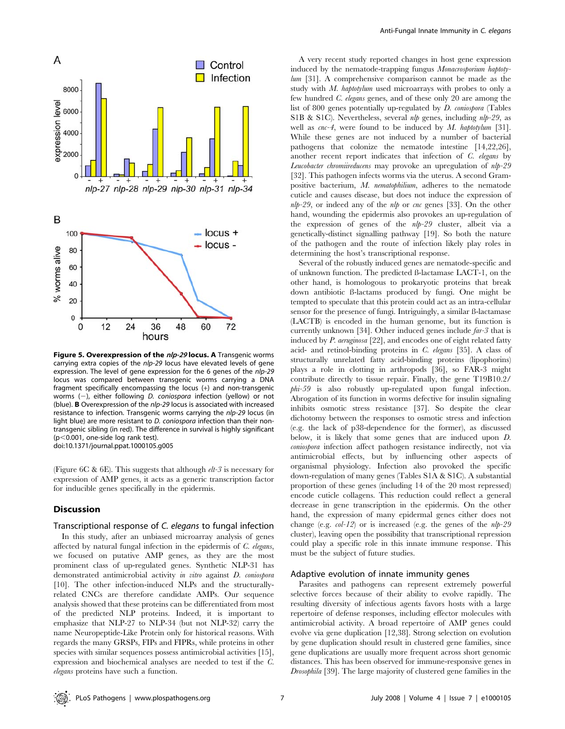**Figure 5. Overexpression of the *nlp-29* locus.** **A** Transgenic worms carrying extra copies of the *nlp-29* locus have elevated levels of gene expression. The level of gene expression for the 6 genes of the *nlp-29* locus was compared between transgenic worms carrying a DNA fragment specifically encompassing the locus (+) and non-transgenic worms (−), either following *D. coniospora* infection (yellow) or not (blue). **B** Overexpression of the *nlp-29* locus is associated with increased resistance to infection. Transgenic worms carrying the *nlp-29* locus (in light blue) are more resistant to *D. coniospora* infection than their non-transgenic sibling (in red). The difference in survival is highly significant ($p<0.001$, one-side log rank test).
doi:10.1371/journal.ppat.1000105.g005

(Figure 6C & 6E). This suggests that although *elt-3* is necessary for expression of AMP genes, it acts as a generic transcription factor for inducible genes specifically in the epidermis.

## Discussion

### Transcriptional response of *C. elegans* to fungal infection

In this study, after an unbiased microarray analysis of genes affected by natural fungal infection in the epidermis of *C. elegans*, we focused on putative AMP genes, as they are the most prominent class of up-regulated genes. Synthetic NLP-31 has demonstrated antimicrobial activity *in vitro* against *D. coniospora* [10]. The other infection-induced NLPs and the structurally-related CNCs are therefore candidate AMPs. Our sequence analysis showed that these proteins can be differentiated from most of the predicted NLP proteins. Indeed, it is important to emphasize that NLP-27 to NLP-34 (but not NLP-32) carry the name Neuropeptide-Like Protein only for historical reasons. With regards the many GRSPs, FIPs and FIPRs, while proteins in other species with similar sequences possess antimicrobial activities [15], expression and biochemical analyses are needed to test if the *C. elegans* proteins have such a function.

A very recent study reported changes in host gene expression induced by the nematode-trapping fungus *Monacrosporium haptotylum* [31]. A comprehensive comparison cannot be made as the study with *M. haptotylum* used microarrays with probes to only a few hundred *C. elegans* genes, and of these only 20 are among the list of 800 genes potentially up-regulated by *D. coniospora* (Tables S1B & S1C). Nevertheless, several *nlp* genes, including *nlp-29*, as well as *cnc-4*, were found to be induced by *M. haptotylum* [31]. While these genes are not induced by a number of bacterial pathogens that colonize the nematode intestine [14,22,26], another recent report indicates that infection of *C. elegans* by *Leucobacter chromiireducens* may provoke an upregulation of *nlp-29* [32]. This pathogen infects worms via the uterus. A second Gram-positive bacterium, *M. nematophilium*, adheres to the nematode cuticle and causes disease, but does not induce the expression of *nlp-29*, or indeed any of the *nlp* or *cnc* genes [33]. On the other hand, wounding the epidermis also provokes an up-regulation of the expression of genes of the *nlp-29* cluster, albeit via a genetically-distinct signalling pathway [19]. So both the nature of the pathogen and the route of infection likely play roles in determining the host's transcriptional response.

Several of the robustly induced genes are nematode-specific and of unknown function. The predicted ß-lactamase LACT-1, on the other hand, is homologous to prokaryotic proteins that break down antibiotic ß-lactams produced by fungi. One might be tempted to speculate that this protein could act as an intra-cellular sensor for the presence of fungi. Intriguingly, a similar ß-lactamase (LACTB) is encoded in the human genome, but its function is currently unknown [34]. Other induced genes include *far-3* that is induced by *P. aeruginosa* [22], and encodes one of eight related fatty acid- and retinol-binding proteins in *C. elegans* [35]. A class of structurally unrelated fatty acid-binding proteins (lipophorins) plays a role in clotting in arthropods [36], so FAR-3 might contribute directly to tissue repair. Finally, the gene T19B10.2/*phi-59* is also robustly up-regulated upon fungal infection. Abrogation of its function in worms defective for insulin signaling inhibits osmotic stress resistance [37]. So despite the clear dichotomy between the responses to osmotic stress and infection (e.g. the lack of p38-dependence for the former), as discussed below, it is likely that some genes that are induced upon *D. coniospora* infection affect pathogen resistance indirectly, not via antimicrobial effects, but by influencing other aspects of organismal physiology. Infection also provoked the specific down-regulation of many genes (Tables S1A & S1C). A substantial proportion of these genes (including 14 of the 20 most repressed) encode cuticle collagens. This reduction could reflect a general decrease in gene transcription in the epidermis. On the other hand, the expression of many epidermal genes either does not change (e.g. *col-12*) or is increased (e.g. the genes of the *nlp-29* cluster), leaving open the possibility that transcriptional repression could play a specific role in this innate immune response. This must be the subject of future studies.

### Adaptive evolution of innate immunity genes

Parasites and pathogens can represent extremely powerful selective forces because of their ability to evolve rapidly. The resulting diversity of infectious agents favors hosts with a large repertoire of defense responses, including effector molecules with antimicrobial activity. A broad repertoire of AMP genes could evolve via gene duplication [12,38]. Strong selection on evolution by gene duplication should result in clustered gene families, since gene duplications are usually more frequent across short genomic distances. This has been observed for immune-responsive genes in *Drosophila* [39]. The large majority of clustered gene families in the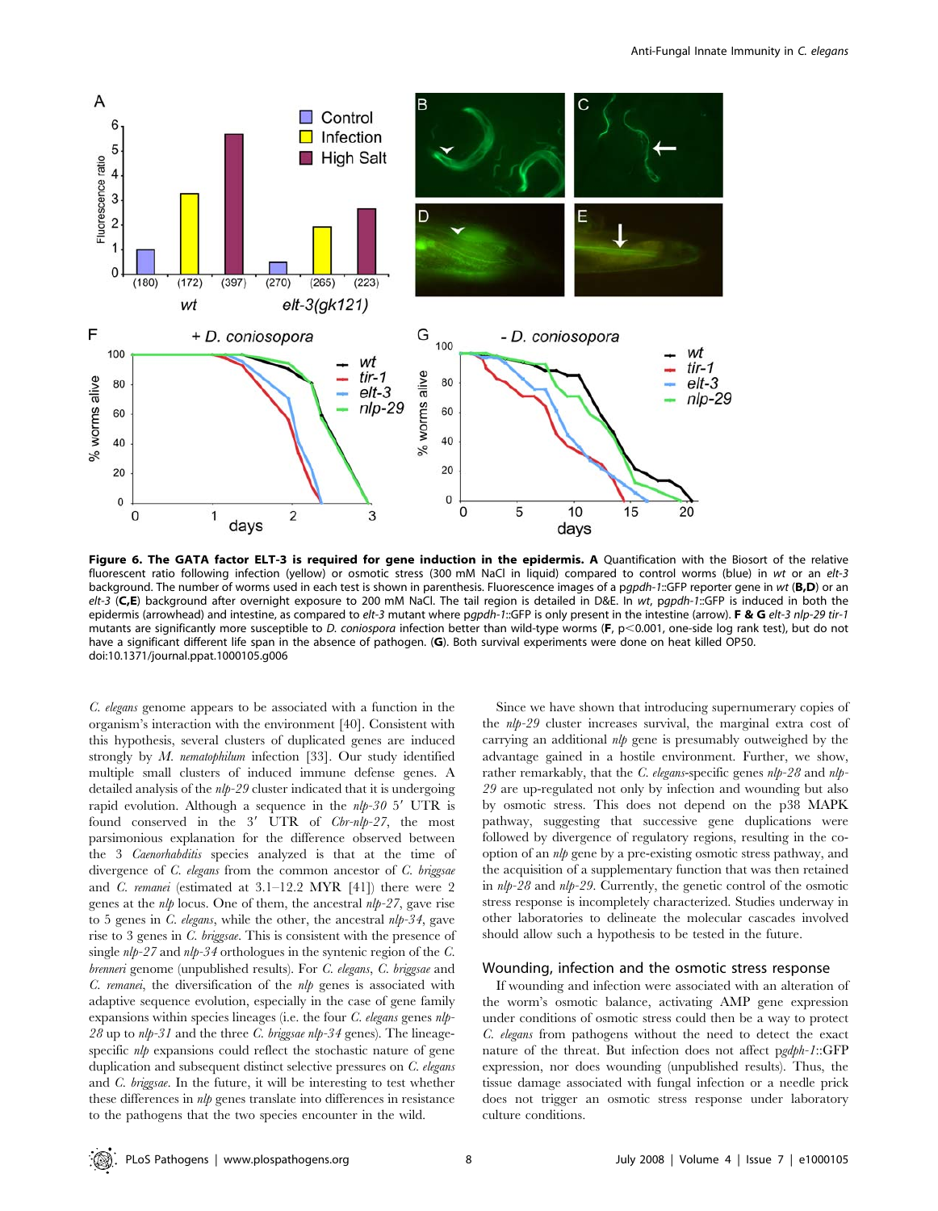**Figure 6. The GATA factor ELT-3 is required for gene induction in the epidermis. A** Quantification with the Biosort of the relative fluorescent ratio following infection (yellow) or osmotic stress (300 mM NaCl in liquid) compared to control worms (blue) in *wt* or an *elt-3* background. The number of worms used in each test is shown in parenthesis. Fluorescence images of a *pgpdh-1*::GFP reporter gene in *wt* (**B,D**) or an *elt-3* (**C,E**) background after overnight exposure to 200 mM NaCl. The tail region is detailed in D&E. In *wt*, *pgpdh-1*::GFP is induced in both the epidermis (arrowhead) and intestine, as compared to *elt-3* mutant where *pgpdh-1*::GFP is only present in the intestine (arrow). **F & G** *elt-3 nlp-29 tir-1* mutants are significantly more susceptible to *D. coniospora* infection better than wild-type worms (**F**, p<0.001, one-side log rank test), but do not have a significant different life span in the absence of pathogen. (**G**). Both survival experiments were done on heat killed OP50.
doi:10.1371/journal.ppat.1000105.g006

*C. elegans* genome appears to be associated with a function in the organism's interaction with the environment [40]. Consistent with this hypothesis, several clusters of duplicated genes are induced strongly by *M. nematophilum* infection [33]. Our study identified multiple small clusters of induced immune defense genes. A detailed analysis of the *nlp-29* cluster indicated that it is undergoing rapid evolution. Although a sequence in the *nlp-30* 5′ UTR is found conserved in the 3′ UTR of *Cbr-nlp-27*, the most parsimonious explanation for the difference observed between the 3 *Caenorhabditis* species analyzed is that at the time of divergence of *C. elegans* from the common ancestor of *C. briggsae* and *C. remanei* (estimated at 3.1–12.2 MYR [41]) there were 2 genes at the *nlp* locus. One of them, the ancestral *nlp-27*, gave rise to 5 genes in *C. elegans*, while the other, the ancestral *nlp-34*, gave rise to 3 genes in *C. briggsae*. This is consistent with the presence of single *nlp-27* and *nlp-34* orthologues in the syntenic region of the *C. brenneri* genome (unpublished results). For *C. elegans*, *C. briggsae* and *C. remanei*, the diversification of the *nlp* genes is associated with adaptive sequence evolution, especially in the case of gene family expansions within species lineages (i.e. the four *C. elegans* genes *nlp-28* up to *nlp-31* and the three *C. briggsae nlp-34* genes). The lineage-specific *nlp* expansions could reflect the stochastic nature of gene duplication and subsequent distinct selective pressures on *C. elegans* and *C. briggsae*. In the future, it will be interesting to test whether these differences in *nlp* genes translate into differences in resistance to the pathogens that the two species encounter in the wild.

Since we have shown that introducing supernumerary copies of the *nlp-29* cluster increases survival, the marginal extra cost of carrying an additional *nlp* gene is presumably outweighed by the advantage gained in a hostile environment. Further, we show, rather remarkably, that the *C. elegans*-specific genes *nlp-28* and *nlp-29* are up-regulated not only by infection and wounding but also by osmotic stress. This does not depend on the p38 MAPK pathway, suggesting that successive gene duplications were followed by divergence of regulatory regions, resulting in the co-option of an *nlp* gene by a pre-existing osmotic stress pathway, and the acquisition of a supplementary function that was then retained in *nlp-28* and *nlp-29*. Currently, the genetic control of the osmotic stress response is incompletely characterized. Studies underway in other laboratories to delineate the molecular cascades involved should allow such a hypothesis to be tested in the future.

## Wounding, infection and the osmotic stress response

If wounding and infection were associated with an alteration of the worm's osmotic balance, activating AMP gene expression under conditions of osmotic stress could then be a way to protect *C. elegans* from pathogens without the need to detect the exact nature of the threat. But infection does not affect *pgdph-1*::GFP expression, nor does wounding (unpublished results). Thus, the tissue damage associated with fungal infection or a needle prick does not trigger an osmotic stress response under laboratory culture conditions.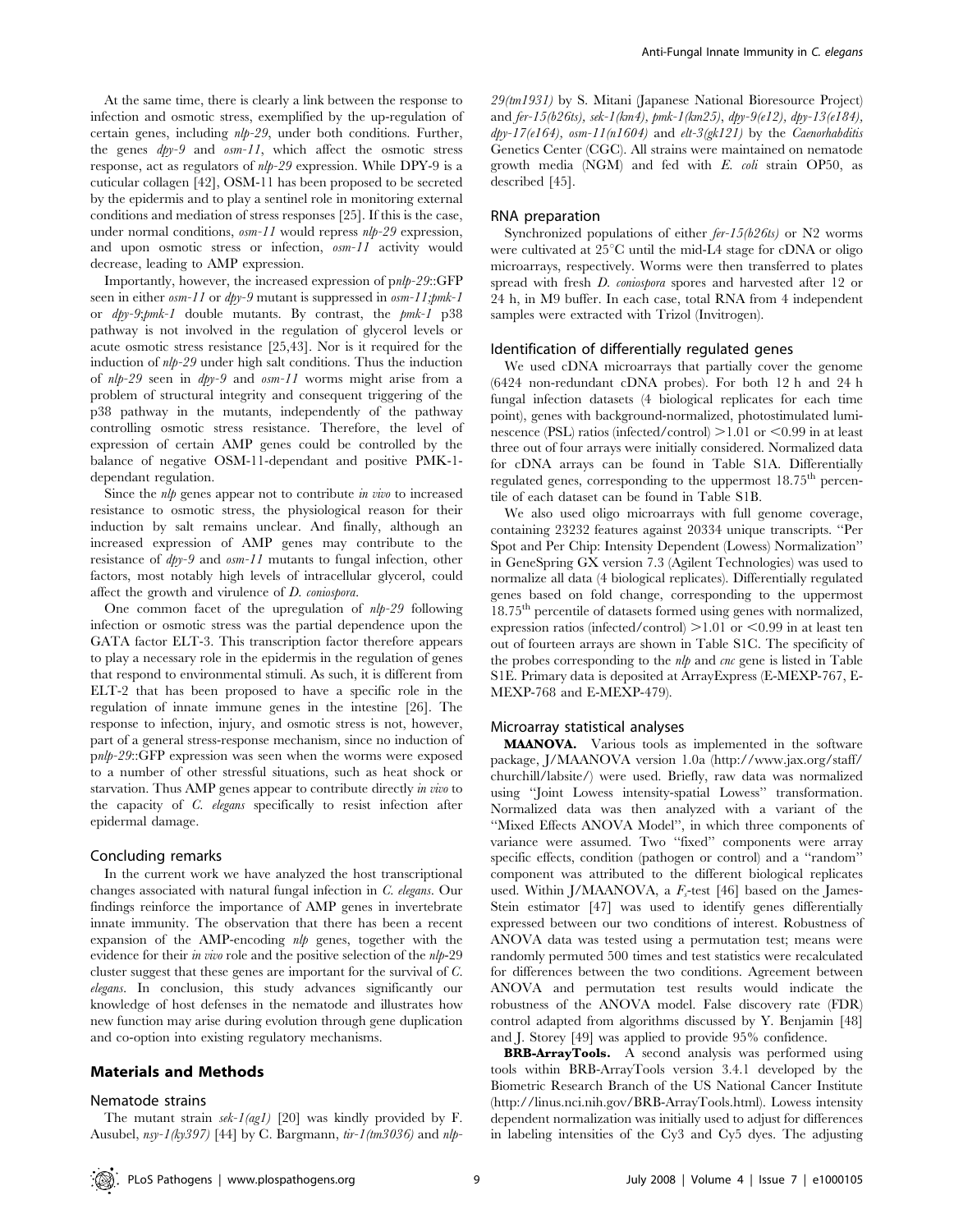At the same time, there is clearly a link between the response to infection and osmotic stress, exemplified by the up-regulation of certain genes, including *nlp-29*, under both conditions. Further, the genes *dpy-9* and *osm-11*, which affect the osmotic stress response, act as regulators of *nlp-29* expression. While DPY-9 is a cuticular collagen [42], OSM-11 has been proposed to be secreted by the epidermis and to play a sentinel role in monitoring external conditions and mediation of stress responses [25]. If this is the case, under normal conditions, *osm-11* would repress *nlp-29* expression, and upon osmotic stress or infection, *osm-11* activity would decrease, leading to AMP expression.

Importantly, however, the increased expression of p*nlp-29*::GFP seen in either *osm-11* or *dpy-9* mutant is suppressed in *osm-11;pmk-1* or *dpy-9;pmk-1* double mutants. By contrast, the *pmk-1* p38 pathway is not involved in the regulation of glycerol levels or acute osmotic stress resistance [25,43]. Nor is it required for the induction of *nlp-29* under high salt conditions. Thus the induction of *nlp-29* seen in *dpy-9* and *osm-11* worms might arise from a problem of structural integrity and consequent triggering of the p38 pathway in the mutants, independently of the pathway controlling osmotic stress resistance. Therefore, the level of expression of certain AMP genes could be controlled by the balance of negative OSM-11-dependant and positive PMK-1-dependant regulation.

Since the *nlp* genes appear not to contribute *in vivo* to increased resistance to osmotic stress, the physiological reason for their induction by salt remains unclear. And finally, although an increased expression of AMP genes may contribute to the resistance of *dpy-9* and *osm-11* mutants to fungal infection, other factors, most notably high levels of intracellular glycerol, could affect the growth and virulence of *D. coniospora*.

One common facet of the upregulation of *nlp-29* following infection or osmotic stress was the partial dependence upon the GATA factor ELT-3. This transcription factor therefore appears to play a necessary role in the epidermis in the regulation of genes that respond to environmental stimuli. As such, it is different from ELT-2 that has been proposed to have a specific role in the regulation of innate immune genes in the intestine [26]. The response to infection, injury, and osmotic stress is not, however, part of a general stress-response mechanism, since no induction of p*nlp-29*::GFP expression was seen when the worms were exposed to a number of other stressful situations, such as heat shock or starvation. Thus AMP genes appear to contribute directly *in vivo* to the capacity of *C. elegans* specifically to resist infection after epidermal damage.

### Concluding remarks

In the current work we have analyzed the host transcriptional changes associated with natural fungal infection in *C. elegans*. Our findings reinforce the importance of AMP genes in invertebrate innate immunity. The observation that there has been a recent expansion of the AMP-encoding *nlp* genes, together with the evidence for their *in vivo* role and the positive selection of the *nlp*-29 cluster suggest that these genes are important for the survival of *C. elegans*. In conclusion, this study advances significantly our knowledge of host defenses in the nematode and illustrates how new function may arise during evolution through gene duplication and co-option into existing regulatory mechanisms.

## Materials and Methods

### Nematode strains

The mutant strain *sek-1(ag1)* [20] was kindly provided by F. Ausubel, *nsy-1(ky397)* [44] by C. Bargmann, *tir-1(tm3036)* and *nlp-29(tm1931)* by S. Mitani (Japanese National Bioresource Project) and *fer-15(b26ts)*, *sek-1(km4)*, *pmk-1(km25)*, *dpy-9(e12)*, *dpy-13(e184)*, *dpy-17(e164)*, *osm-11(n1604)* and *elt-3(gk121)* by the *Caenorhabditis* Genetics Center (CGC). All strains were maintained on nematode growth media (NGM) and fed with *E. coli* strain OP50, as described [45].

### RNA preparation

Synchronized populations of either *fer-15(b26ts)* or N2 worms were cultivated at 25°C until the mid-L4 stage for cDNA or oligo microarrays, respectively. Worms were then transferred to plates spread with fresh *D. coniospora* spores and harvested after 12 or 24 h, in M9 buffer. In each case, total RNA from 4 independent samples were extracted with Trizol (Invitrogen).

### Identification of differentially regulated genes

We used cDNA microarrays that partially cover the genome (6424 non-redundant cDNA probes). For both 12 h and 24 h fungal infection datasets (4 biological replicates for each time point), genes with background-normalized, photostimulated luminescence (PSL) ratios (infected/control) >1.01 or <0.99 in at least three out of four arrays were initially considered. Normalized data for cDNA arrays can be found in Table S1A. Differentially regulated genes, corresponding to the uppermost 18.75th percentile of each dataset can be found in Table S1B.

We also used oligo microarrays with full genome coverage, containing 23232 features against 20334 unique transcripts. "Per Spot and Per Chip: Intensity Dependent (Lowess) Normalization" in GeneSpring GX version 7.3 (Agilent Technologies) was used to normalize all data (4 biological replicates). Differentially regulated genes based on fold change, corresponding to the uppermost 18.75th percentile of datasets formed using genes with normalized, expression ratios (infected/control) >1.01 or <0.99 in at least ten out of fourteen arrays are shown in Table S1C. The specificity of the probes corresponding to the *nlp* and *cnc* gene is listed in Table S1E. Primary data is deposited at ArrayExpress (E-MEXP-767, E-MEXP-768 and E-MEXP-479).

### Microarray statistical analyses

**MAANOVA.** Various tools as implemented in the software package, J/MAANOVA version 1.0a (http://www.jax.org/staff/churchill/labsite/) were used. Briefly, raw data was normalized using "Joint Lowess intensity-spatial Lowess" transformation. Normalized data was then analyzed with a variant of the "Mixed Effects ANOVA Model", in which three components of variance were assumed. Two "fixed" components were array specific effects, condition (pathogen or control) and a "random" component was attributed to the different biological replicates used. Within J/MAANOVA, a $F_s$-test [46] based on the James-Stein estimator [47] was used to identify genes differentially expressed between our two conditions of interest. Robustness of ANOVA data was tested using a permutation test; means were randomly permuted 500 times and test statistics were recalculated for differences between the two conditions. Agreement between ANOVA and permutation test results would indicate the robustness of the ANOVA model. False discovery rate (FDR) control adapted from algorithms discussed by Y. Benjamin [48] and J. Storey [49] was applied to provide 95% confidence.

**BRB-ArrayTools.** A second analysis was performed using tools within BRB-ArrayTools version 3.4.1 developed by the Biometric Research Branch of the US National Cancer Institute (http://linus.nci.nih.gov/BRB-ArrayTools.html). Lowess intensity dependent normalization was initially used to adjust for differences in labeling intensities of the Cy3 and Cy5 dyes. The adjusting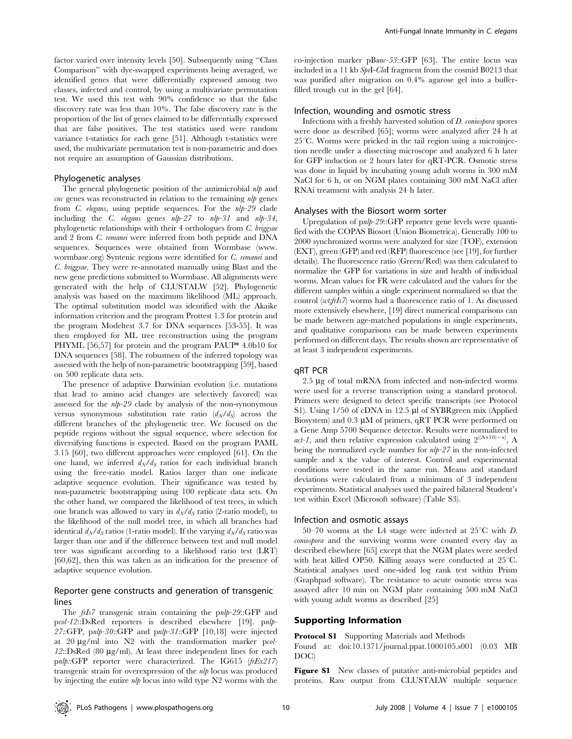factor varied over intensity levels [50]. Subsequently using "Class Comparison" with dye-swapped experiments being averaged, we identified genes that were differentially expressed among two classes, infected and control, by using a multivariate permutation test. We used this test with 90% confidence so that the false discovery rate was less than 10%. The false discovery rate is the proportion of the list of genes claimed to be differentially expressed that are false positives. The test statistics used were random variance t-statistics for each gene [51]. Although t-statistics were used, the multivariate permutation test is non-parametric and does not require an assumption of Gaussian distributions.

### Phylogenetic analyses

The general phylogenetic position of the antimicrobial *nlp* and *cnc* genes was reconstructed in relation to the remaining *nlp* genes from *C. elegans*, using peptide sequences. For the *nlp-29* clade including the *C. elegans* genes *nlp-27* to *nlp-31* and *nlp-34*, phylogenetic relationships with their 4 orthologues from *C. briggsae* and 2 from *C. remanei* were inferred from both peptide and DNA sequences. Sequences were obtained from Wormbase (www.wormbase.org) Syntenic regions were identified for *C. remanei* and *C. briggsae*. They were re-annotated manually using Blast and the new gene predictions submitted to Wormbase. All alignments were generated with the help of CLUSTALW [52]. Phylogenetic analysis was based on the maximum likelihood (ML) approach. The optimal substitution model was identified with the Akaike information criterion and the program Prottest 1.3 for protein and the program Modeltest 3.7 for DNA sequences [53-55]. It was then employed for ML tree reconstruction using the program PHYML [56,57] for protein and the program PAUP* 4.0b10 for DNA sequences [58]. The robustness of the inferred topology was assessed with the help of non-parametric bootstrapping [59], based on 500 replicate data sets.

The presence of adaptive Darwinian evolution (i.e. mutations that lead to amino acid changes are selectively favored) was assessed for the *nlp-29* clade by analysis of the non-synonymous versus synonymous substitution rate ratio ($d_N/d_S$) across the different branches of the phylogenetic tree. We focused on the peptide regions without the signal sequence, where selection for diversifying functions is expected. Based on the program PAML 3.15 [60], two different approaches were employed [61]. On the one hand, we inferred $d_N/d_S$ ratios for each individual branch using the free-ratio model. Ratios larger than one indicate adaptive sequence evolution. Their significance was tested by non-parametric bootstrapping using 100 replicate data sets. On the other hand, we compared the likelihood of test trees, in which one branch was allowed to vary in $d_N/d_S$ ratio (2-ratio model), to the likelihood of the null model tree, in which all branches had identical $d_N/d_S$ ratios (1-ratio model). If the varying $d_N/d_S$ ratio was larger than one and if the difference between test and null model tree was significant according to a likelihood ratio test (LRT) [60,62], then this was taken as an indication for the presence of adaptive sequence evolution.

### Reporter gene constructs and generation of transgenic lines

The *frIs7* transgenic strain containing the p*nlp-29*::GFP and p*col-12*::DsRed reporters is described elsewhere [19]. p*nlp-27*::GFP, p*nlp-30*::GFP and p*nlp-31*::GFP [10,18] were injected at 20 µg/ml into N2 with the transformation marker p*col-12*::DsRed (80 µg/ml). At least three independent lines for each p*nlp*::GFP reporter were characterized. The IG615 (*frEx217*) transgenic strain for overexpression of the *nlp* locus was produced by injecting the entire *nlp* locus into wild type N2 worms with the co-injection marker pB*unc-53*::GFP [63]. The entire locus was included in a 11 kb *Spe*I-*Cla*I fragment from the cosmid B0213 that was purified after migration on 0.4% agarose gel into a buffer-filled trough cut in the gel [64].

### Infection, wounding and osmotic stress

Infections with a freshly harvested solution of *D. coniospora* spores were done as described [65]; worms were analyzed after 24 h at 25°C. Worms were pricked in the tail region using a microinjection needle under a dissecting microscope and analyzed 6 h later for GFP induction or 2 hours later for qRT-PCR. Osmotic stress was done in liquid by incubating young adult worms in 300 mM NaCl for 6 h, or on NGM plates containing 300 mM NaCl after RNAi treatment with analysis 24 h later.

### Analyses with the Biosort worm sorter

Upregulation of p*nlp-29*::GFP reporter gene levels were quantified with the COPAS Biosort (Union Biometrica). Generally 100 to 2000 synchronized worms were analyzed for size (TOF), extension (EXT), green (GFP) and red (RFP) fluorescence (see [19], for further details). The fluorescence ratio (Green/Red) was then calculated to normalize the GFP for variations in size and health of individual worms. Mean values for FR were calculated and the values for the different samples within a single experiment normalized so that the control (*wt;frIs7*) worms had a fluorescence ratio of 1. As discussed more extensively elsewhere, [19] direct numerical comparisons can be made between age-matched populations in single experiments, and qualitative comparisons can be made between experiments performed on different days. The results shown are representative of at least 3 independent experiments.

### qRT PCR

2.5 µg of total mRNA from infected and non-infected worms were used for a reverse transcription using a standard protocol. Primers were designed to detect specific transcripts (see Protocol S1). Using 1/50 of cDNA in 12.5 µl of SYBRgreen mix (Applied Biosystem) and 0.3 µM of primers, qRT PCR were performed on a Gene Amp 5700 Sequence detector. Results were normalized to *act-1*, and then relative expression calculated using $2^{((A+10)-x)}$, A being the normalized cycle number for *nlp-27* in the non-infected sample and x the value of interest. Control and experimental conditions were tested in the same run. Means and standard deviations were calculated from a minimum of 3 independent experiments. Statistical analyses used the paired bilateral Student's test within Excel (Microsoft software) (Table S3).

### Infection and osmotic assays

50–70 worms at the L4 stage were infected at 25°C with *D. coniospora* and the surviving worms were counted every day as described elsewhere [65] except that the NGM plates were seeded with heat killed OP50. Killing assays were conducted at 25°C. Statistical analyses used one-sided log rank test within Prism (Graphpad software). The resistance to acute osmotic stress was assayed after 10 min on NGM plate containing 500 mM NaCl with young adult worms as described [25]

## Supporting Information

**Protocol S1** Supporting Materials and Methods
Found at: doi:10.1371/journal.ppat.1000105.s001 (0.03 MB DOC)

**Figure S1** New classes of putative anti-microbial peptides and proteins. Raw output from CLUSTALW multiple sequence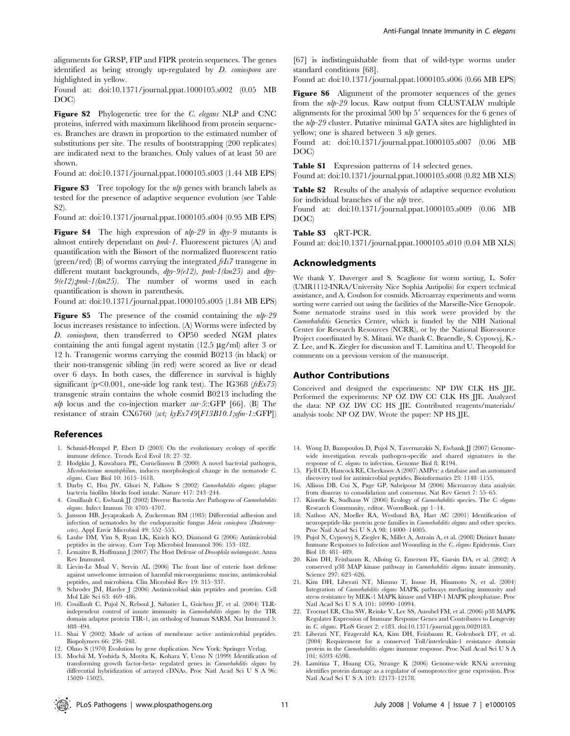alignments for GRSP, FIP and FIPR protein sequences. The genes identified as being strongly up-regulated by *D. coniospora* are highlighted in yellow.

Found at: doi:10.1371/journal.ppat.1000105.s002 (0.05 MB DOC)

**Figure S2** Phylogenetic tree for the *C. elegans* NLP and CNC proteins, inferred with maximum likelihood from protein sequences. Branches are drawn in proportion to the estimated number of substitutions per site. The results of bootstrapping (200 replicates) are indicated next to the branches. Only values of at least 50 are shown.

Found at: doi:10.1371/journal.ppat.1000105.s003 (1.44 MB EPS)

**Figure S3** Tree topology for the *nlp* genes with branch labels as tested for the presence of adaptive sequence evolution (see Table S2).

Found at: doi:10.1371/journal.ppat.1000105.s004 (0.95 MB EPS)

**Figure S4** The high expression of *nlp-29* in *dpy-9* mutants is almost entirely dependant on *pmk-1*. Fluorescent pictures (A) and quantification with the Biosort of the normalized fluorescent ratio (green/red) (B) of worms carrying the integrated *frIs7* transgene in different mutant backgrounds, *dpy-9(e12), pmk-1(km25)* and *dpy-9(e12);pmk-1(km25)*. The number of worms used in each quantification is shown in parenthesis.

Found at: doi:10.1371/journal.ppat.1000105.s005 (1.84 MB EPS)

**Figure S5** The presence of the cosmid containing the *nlp-29* locus increases resistance to infection. (A) Worms were infected by *D. coniospora*, then transferred to OP50 seeded NGM plates containing the anti fungal agent nystatin (12.5 μg/ml) after 3 or 12 h. Transgenic worms carrying the cosmid B0213 (in black) or their non-transgenic sibling (in red) were scored as live or dead over 6 days. In both cases, the difference in survival is highly significant ($p<0.001$, one-side log rank test). The IG368 (*frEx75*) transgenic strain contains the whole cosmid B0213 including the *nlp* locus and the co-injection marker *sur-5*::GFP [66]. (B) The resistance of strain CX6760 (*wt; kyEx749[F13B10.1;ofm-1::GFP]*) [67] is indistinguishable from that of wild-type worms under standard conditions [68].

Found at: doi:10.1371/journal.ppat.1000105.s006 (0.66 MB EPS)

**Figure S6** Alignment of the promoter sequences of the genes from the *nlp-29* locus. Raw output from CLUSTALW multiple alignments for the proximal 500 bp 5′ sequences for the 6 genes of the *nlp-29* cluster. Putative minimal GATA sites are highlighted in yellow; one is shared between 3 *nlp* genes.

Found at: doi:10.1371/journal.ppat.1000105.s007 (0.06 MB DOC)

**Table S1** Expression patterns of 14 selected genes.

Found at: doi:10.1371/journal.ppat.1000105.s008 (0.82 MB XLS)

**Table S2** Results of the analysis of adaptive sequence evolution for individual branches of the *nlp* tree.

Found at: doi:10.1371/journal.ppat.1000105.s009 (0.06 MB DOC)

**Table S3** qRT-PCR.

Found at: doi:10.1371/journal.ppat.1000105.s010 (0.04 MB XLS)

## Acknowledgments

We thank Y. Duverger and S. Scaglione for worm sorting, L. Sofer (UMR1112-INRA/University Nice Sophia Antipolis) for expert technical assistance, and A. Coulson for cosmids. Microarray experiments and worm sorting were carried out using the facilities of the Marseille-Nice Genopole. Some nematode strains used in this work were provided by the *Caenorhabditis* Genetics Center, which is funded by the NIH National Center for Research Resources (NCRR), or by the National Bioresource Project coordinated by S. Mitani. We thank C. Braendle, S. Cypowyj, K.-Z. Lee, and K. Ziegler for discussion and T. Lamitina and U. Theopold for comments on a previous version of the manuscript.

## Author Contributions

Conceived and designed the experiments: NP DW CLK HS JJE. Performed the experiments: NP OZ DW CC CLK HS JJE. Analyzed the data: NP OZ DW CC HS JJE. Contributed reagents/materials/analysis tools: NP OZ DW. Wrote the paper: NP HS JJE.

## References

1. Schmid-Hempel P, Ebert D (2003) On the evolutionary ecology of specific immune defence. Trends Ecol Evol 18: 27–32.
2. Hodgkin J, Kuwabara PE, Corneliussen B (2000) A novel bacterial pathogen, *Microbacterium nematophilum*, induces morphological change in the nematode *C. elegans*. Curr Biol 10: 1615–1618.
3. Darby C, Hsu JW, Ghori N, Falkow S (2002) *Caenorhabditis elegans*: plague bacteria biofilm blocks food intake. Nature 417: 243–244.
4. Couillault C, Ewbank JJ (2002) Diverse Bacteria Are Pathogens of *Caenorhabditis elegans*. Infect Immun 70: 4705–4707.
5. Jansson HB, Jeyaprakash A, Zuckerman BM (1985) Differential adhesion and infection of nematodes by the endoparasitic fungus *Meria coniospora* (*Deuteromycetes*). Appl Envir Microbiol 49: 552–555.
6. Laube DM, Yim S, Ryan LK, Kisich KO, Diamond G (2006) Antimicrobial peptides in the airway. Curr Top Microbiol Immunol 306: 153–182.
7. Lemaitre B, Hoffmann J (2007) The Host Defense of *Drosophila melanogaster*. Annu Rev Immunol.
8. Lievin-Le Moal V, Servin AL (2006) The front line of enteric host defense against unwelcome intrusion of harmful microorganisms: mucins, antimicrobial peptides, and microbiota. Clin Microbiol Rev 19: 315–337.
9. Schroder JM, Harder J (2006) Antimicrobial skin peptides and proteins. Cell Mol Life Sci 63: 469–486.
10. Couillault C, Pujol N, Reboul J, Sabatier L, Guichou JF, et al. (2004) TLR-independent control of innate immunity in *Caenorhabditis elegans* by the TIR domain adaptor protein TIR-1, an ortholog of human SARM. Nat Immunol 5: 488–494.
11. Shai Y (2002) Mode of action of membrane active antimicrobial peptides. Biopolymers 66: 236–248.
12. Ohno S (1970) Evolution by gene duplication. New York: Springer Verlag.
13. Mochii M, Yoshida S, Morita K, Kohara Y, Ueno N (1999) Identification of transforming growth factor-beta- regulated genes in *Caenorhabditis elegans* by differential hybridization of arrayed cDNAs. Proc Natl Acad Sci U S A 96: 15020–15025.
14. Wong D, Bazopoulou D, Pujol N, Tavernarakis N, Ewbank JJ (2007) Genome-wide investigation reveals pathogen-specific and shared signatures in the response of *C. elegans* to infection. Genome Biol 8: R194.
15. Fjell CD, Hancock RE, Cherkasov A (2007) AMPer: a database and an automated discovery tool for antimicrobial peptides. Bioinformatics 23: 1148–1155.
16. Allison DB, Cui X, Page GP, Sabripour M (2006) Microarray data analysis: from disarray to consolidation and consensus. Nat Rev Genet 7: 55–65.
17. Kiontke K, Sudhaus W (2006) Ecology of *Caenorhabditis* species. The *C. elegans* Research Community, editor. WormBook. pp 1–14.
18. Nathoo AN, Moeller RA, Westlund BA, Hart AC (2001) Identification of neuropeptide-like protein gene families in *Caenorhabditis elegans* and other species. Proc Natl Acad Sci U S A 98: 14000–14005.
19. Pujol N, Cypowyj S, Ziegler K, Millet A, Astrain A, et al. (2008) Distinct Innate Immune Responses to Infection and Wounding in the *C. elegans* Epidermis. Curr Biol 18: 481–489.
20. Kim DH, Feinbaum R, Alloing G, Emerson FE, Garsin DA, et al. (2002) A conserved p38 MAP kinase pathway in *Caenorhabditis elegans* innate immunity. Science 297: 623–626.
21. Kim DH, Liberati NT, Mizuno T, Inoue H, Hisamoto N, et al. (2004) Integration of *Caenorhabditis elegans* MAPK pathways mediating immunity and stress resistance by MEK-1 MAPK kinase and VHP-1 MAPK phosphatase. Proc Natl Acad Sci U S A 101: 10990–10994.
22. Troemel ER, Chu SW, Reinke V, Lee SS, Ausubel FM, et al. (2006) p38 MAPK Regulates Expression of Immune Response Genes and Contributes to Longevity in *C. elegans*. PLoS Genet 2: e183. doi:10.1371/journal.pgen.0020183.
23. Liberati NT, Fitzgerald KA, Kim DH, Feinbaum R, Golenbock DT, et al. (2004) Requirement for a conserved Toll/interleukin-1 resistance domain protein in the *Caenorhabditis elegans* immune response. Proc Natl Acad Sci U S A 101: 6593–6598.
24. Lamitina T, Huang CG, Strange K (2006) Genome-wide RNAi screening identifies protein damage as a regulator of osmoprotective gene expression. Proc Natl Acad Sci U S A 103: 12173–12178.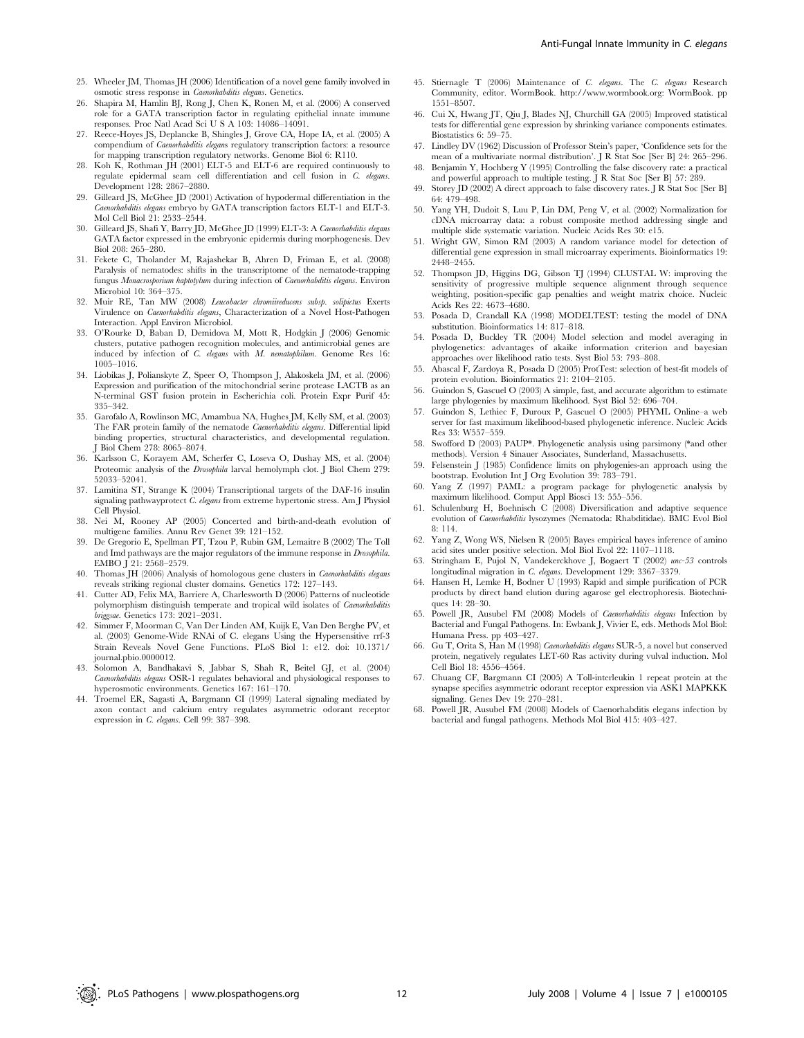25. Wheeler JM, Thomas JH (2006) Identification of a novel gene family involved in osmotic stress response in *Caenorhabditis elegans*. Genetics.
26. Shapira M, Hamlin BJ, Rong J, Chen K, Ronen M, et al. (2006) A conserved role for a GATA transcription factor in regulating epithelial innate immune responses. Proc Natl Acad Sci U S A 103: 14086–14091.
27. Reece-Hoyes JS, Deplancke B, Shingles J, Grove CA, Hope IA, et al. (2005) A compendium of *Caenorhabditis elegans* regulatory transcription factors: a resource for mapping transcription regulatory networks. Genome Biol 6: R110.
28. Koh K, Rothman JH (2001) ELT-5 and ELT-6 are required continuously to regulate epidermal seam cell differentiation and cell fusion in *C. elegans*. Development 128: 2867–2880.
29. Gilleard JS, McGhee JD (2001) Activation of hypodermal differentiation in the *Caenorhabditis elegans* embryo by GATA transcription factors ELT-1 and ELT-3. Mol Cell Biol 21: 2533–2544.
30. Gilleard JS, Shafi Y, Barry JD, McGhee JD (1999) ELT-3: A *Caenorhabditis elegans* GATA factor expressed in the embryonic epidermis during morphogenesis. Dev Biol 208: 265–280.
31. Fekete C, Tholander M, Rajashekar B, Ahren D, Friman E, et al. (2008) Paralysis of nematodes: shifts in the transcriptome of the nematode-trapping fungus *Monacrosporium haptotylum* during infection of *Caenorhabditis elegans*. Environ Microbiol 10: 364–375.
32. Muir RE, Tan MW (2008) *Leucobacter chromiireducens subsp. solipictus* Exerts Virulence on *Caenorhabditis elegans*, Characterization of a Novel Host-Pathogen Interaction. Appl Environ Microbiol.
33. O'Rourke D, Baban D, Demidova M, Mott R, Hodgkin J (2006) Genomic clusters, putative pathogen recognition molecules, and antimicrobial genes are induced by infection of *C. elegans* with *M. nematophilum*. Genome Res 16: 1005–1016.
34. Liobikas J, Polianskyte Z, Speer O, Thompson J, Alakoskela JM, et al. (2006) Expression and purification of the mitochondrial serine protease LACTB as an N-terminal GST fusion protein in Escherichia coli. Protein Expr Purif 45: 335–342.
35. Garofalo A, Rowlinson MC, Amambua NA, Hughes JM, Kelly SM, et al. (2003) The FAR protein family of the nematode *Caenorhabditis elegans*. Differential lipid binding properties, structural characteristics, and developmental regulation. J Biol Chem 278: 8065–8074.
36. Karlsson C, Korayem AM, Scherfer C, Loseva O, Dushay MS, et al. (2004) Proteomic analysis of the *Drosophila* larval hemolymph clot. J Biol Chem 279: 52033–52041.
37. Lamitina ST, Strange K (2004) Transcriptional targets of the DAF-16 insulin signaling pathwayprotect *C. elegans* from extreme hypertonic stress. Am J Physiol Cell Physiol.
38. Nei M, Rooney AP (2005) Concerted and birth-and-death evolution of multigene families. Annu Rev Genet 39: 121–152.
39. De Gregorio E, Spellman PT, Tzou P, Rubin GM, Lemaitre B (2002) The Toll and Imd pathways are the major regulators of the immune response in *Drosophila*. EMBO J 21: 2568–2579.
40. Thomas JH (2006) Analysis of homologous gene clusters in *Caenorhabditis elegans* reveals striking regional cluster domains. Genetics 172: 127–143.
41. Cutter AD, Felix MA, Barriere A, Charlesworth D (2006) Patterns of nucleotide polymorphism distinguish temperate and tropical wild isolates of *Caenorhabditis briggsae*. Genetics 173: 2021–2031.
42. Simmer F, Moorman C, Van Der Linden AM, Kuijk E, Van Den Berghe PV, et al. (2003) Genome-Wide RNAi of C. elegans Using the Hypersensitive rrf-3 Strain Reveals Novel Gene Functions. PLoS Biol 1: e12. doi: 10.1371/journal.pbio.0000012.
43. Solomon A, Bandhakavi S, Jabbar S, Shah R, Beitel GJ, et al. (2004) *Caenorhabditis elegans* OSR-1 regulates behavioral and physiological responses to hyperosmotic environments. Genetics 167: 161–170.
44. Troemel ER, Sagasti A, Bargmann CI (1999) Lateral signaling mediated by axon contact and calcium entry regulates asymmetric odorant receptor expression in *C. elegans*. Cell 99: 387–398.
45. Stiernagle T (2006) Maintenance of *C. elegans*. The *C. elegans* Research Community, editor. WormBook. http://www.wormbook.org: WormBook. pp 1551–8507.
46. Cui X, Hwang JT, Qiu J, Blades NJ, Churchill GA (2005) Improved statistical tests for differential gene expression by shrinking variance components estimates. Biostatistics 6: 59–75.
47. Lindley DV (1962) Discussion of Professor Stein's paper, 'Confidence sets for the mean of a multivariate normal distribution'. J R Stat Soc [Ser B] 24: 265–296.
48. Benjamin Y, Hochberg Y (1995) Controlling the false discovery rate: a practical and powerful approach to multiple testing. J R Stat Soc [Ser B] 57: 289.
49. Storey JD (2002) A direct approach to false discovery rates. J R Stat Soc [Ser B] 64: 479–498.
50. Yang YH, Dudoit S, Luu P, Lin DM, Peng V, et al. (2002) Normalization for cDNA microarray data: a robust composite method addressing single and multiple slide systematic variation. Nucleic Acids Res 30: e15.
51. Wright GW, Simon RM (2003) A random variance model for detection of differential gene expression in small microarray experiments. Bioinformatics 19: 2448–2455.
52. Thompson JD, Higgins DG, Gibson TJ (1994) CLUSTAL W: improving the sensitivity of progressive multiple sequence alignment through sequence weighting, position-specific gap penalties and weight matrix choice. Nucleic Acids Res 22: 4673–4680.
53. Posada D, Crandall KA (1998) MODELTEST: testing the model of DNA substitution. Bioinformatics 14: 817–818.
54. Posada D, Buckley TR (2004) Model selection and model averaging in phylogenetics: advantages of akaike information criterion and bayesian approaches over likelihood ratio tests. Syst Biol 53: 793–808.
55. Abascal F, Zardoya R, Posada D (2005) ProtTest: selection of best-fit models of protein evolution. Bioinformatics 21: 2104–2105.
56. Guindon S, Gascuel O (2003) A simple, fast, and accurate algorithm to estimate large phylogenies by maximum likelihood. Syst Biol 52: 696–704.
57. Guindon S, Lethiec F, Duroux P, Gascuel O (2005) PHYML Online–a web server for fast maximum likelihood-based phylogenetic inference. Nucleic Acids Res 33: W557–559.
58. Swofford D (2003) PAUP*. Phylogenetic analysis using parsimony (*and other methods). Version 4 Sinauer Associates, Sunderland, Massachusetts.
59. Felsenstein J (1985) Confidence limits on phylogenies-an approach using the bootstrap. Evolution Int J Org Evolution 39: 783–791.
60. Yang Z (1997) PAML: a program package for phylogenetic analysis by maximum likelihood. Comput Appl Biosci 13: 555–556.
61. Schulenburg H, Boehnisch C (2008) Diversification and adaptive sequence evolution of *Caenorhabditis* lysozymes (Nematoda: Rhabditidae). BMC Evol Biol 8: 114.
62. Yang Z, Wong WS, Nielsen R (2005) Bayes empirical bayes inference of amino acid sites under positive selection. Mol Biol Evol 22: 1107–1118.
63. Stringham E, Pujol N, Vandekerckhove J, Bogaert T (2002) *unc-53* controls longitudinal migration in *C. elegans*. Development 129: 3367–3379.
64. Hansen H, Lemke H, Bodner U (1993) Rapid and simple purification of PCR products by direct band elution during agarose gel electrophoresis. Biotechniques 14: 28–30.
65. Powell JR, Ausubel FM (2008) Models of *Caenorhabditis elegans* Infection by Bacterial and Fungal Pathogens. In: Ewbank J, Vivier E, eds. Methods Mol Biol: Humana Press. pp 403–427.
66. Gu T, Orita S, Han M (1998) *Caenorhabditis elegans* SUR-5, a novel but conserved protein, negatively regulates LET-60 Ras activity during vulval induction. Mol Cell Biol 18: 4556–4564.
67. Chuang CF, Bargmann CI (2005) A Toll-interleukin 1 repeat protein at the synapse specifies asymmetric odorant receptor expression via ASK1 MAPKKK signaling. Genes Dev 19: 270–281.
68. Powell JR, Ausubel FM (2008) Models of Caenorhabditis elegans infection by bacterial and fungal pathogens. Methods Mol Biol 415: 403–427.